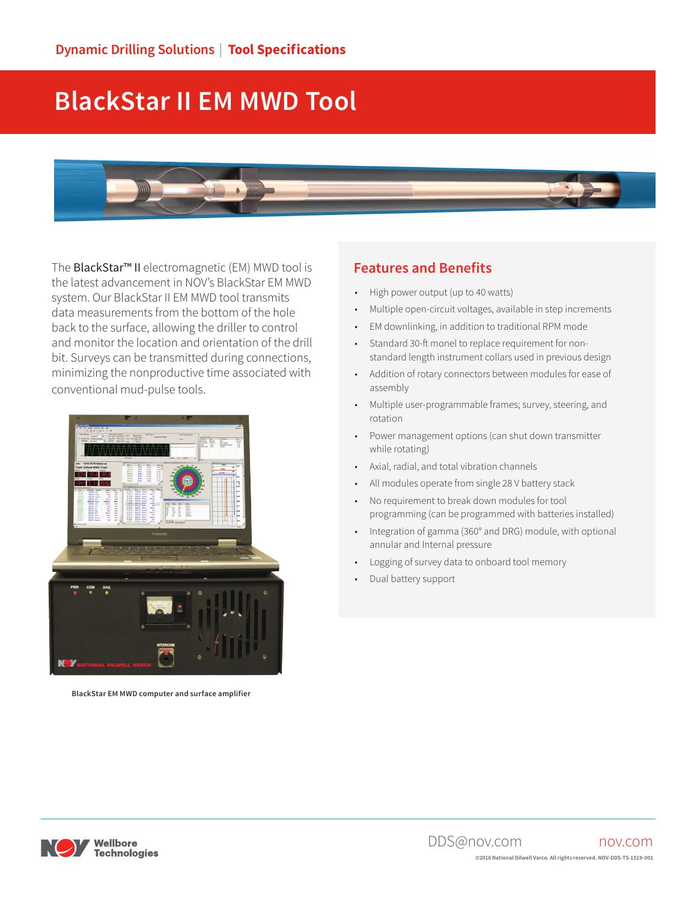Dynamic Drilling Solutions | Tool Specifications

# BlackStar II EM MWD Tool

The **BlackStar™ II** electromagnetic (EM) MWD tool is the latest advancement in NOV's BlackStar EM MWD system. Our BlackStar II EM MWD tool transmits data measurements from the bottom of the hole back to the surface, allowing the driller to control and monitor the location and orientation of the drill bit. Surveys can be transmitted during connections, minimizing the nonproductive time associated with conventional mud-pulse tools.

BlackStar EM MWD computer and surface amplifier

## Features and Benefits

- High power output (up to 40 watts)
- Multiple open-circuit voltages, available in step increments
- EM downlinking, in addition to traditional RPM mode
- Standard 30-ft monel to replace requirement for non-standard length instrument collars used in previous design
- Addition of rotary connectors between modules for ease of assembly
- Multiple user-programmable frames; survey, steering, and rotation
- Power management options (can shut down transmitter while rotating)
- Axial, radial, and total vibration channels
- All modules operate from single 28 V battery stack
- No requirement to break down modules for tool programming (can be programmed with batteries installed)
- Integration of gamma (360° and DRG) module, with optional annular and Internal pressure
- Logging of survey data to onboard tool memory
- Dual battery support

Wellbore Technologies

DDS@nov.com nov.com

©2016 National Oilwell Varco. All rights reserved. NOV-DDS-TS-1519-001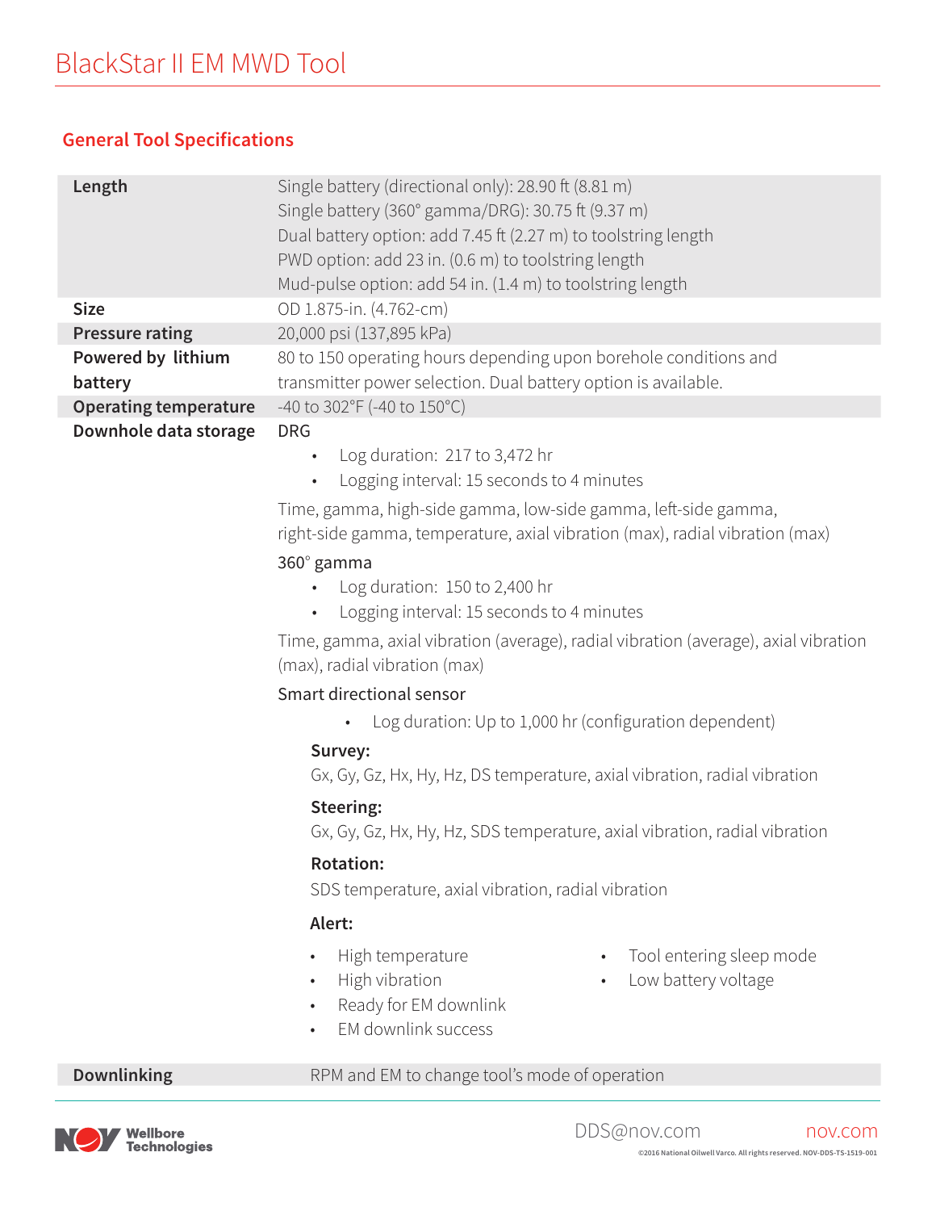# BlackStar II EM MWD Tool

## General Tool Specifications

| | |
|---|---|
| **Length** | Single battery (directional only): 28.90 ft (8.81 m)<br>Single battery (360° gamma/DRG): 30.75 ft (9.37 m)<br>Dual battery option: add 7.45 ft (2.27 m) to toolstring length<br>PWD option: add 23 in. (0.6 m) to toolstring length<br>Mud-pulse option: add 54 in. (1.4 m) to toolstring length |
| **Size** | OD 1.875-in. (4.762-cm) |
| **Pressure rating** | 20,000 psi (137,895 kPa) |
| **Powered by lithium battery** | 80 to 150 operating hours depending upon borehole conditions and transmitter power selection. Dual battery option is available. |
| **Operating temperature** | -40 to 302°F (-40 to 150°C) |
| **Downhole data storage** | DRG<br>• Log duration: 217 to 3,472 hr<br>• Logging interval: 15 seconds to 4 minutes<br>Time, gamma, high-side gamma, low-side gamma, left-side gamma, right-side gamma, temperature, axial vibration (max), radial vibration (max)<br>360° gamma<br>• Log duration: 150 to 2,400 hr<br>• Logging interval: 15 seconds to 4 minutes<br>Time, gamma, axial vibration (average), radial vibration (average), axial vibration (max), radial vibration (max)<br>Smart directional sensor<br>• Log duration: Up to 1,000 hr (configuration dependent)<br>**Survey:**<br>Gx, Gy, Gz, Hx, Hy, Hz, DS temperature, axial vibration, radial vibration<br>**Steering:**<br>Gx, Gy, Gz, Hx, Hy, Hz, SDS temperature, axial vibration, radial vibration<br>**Rotation:**<br>SDS temperature, axial vibration, radial vibration<br>**Alert:**<br>• High temperature<br>• High vibration<br>• Ready for EM downlink<br>• EM downlink success<br>• Tool entering sleep mode<br>• Low battery voltage |
| **Downlinking** | RPM and EM to change tool's mode of operation |

DDS@nov.com nov.com

©2016 National Oilwell Varco. All rights reserved. NOV-DDS-TS-1519-001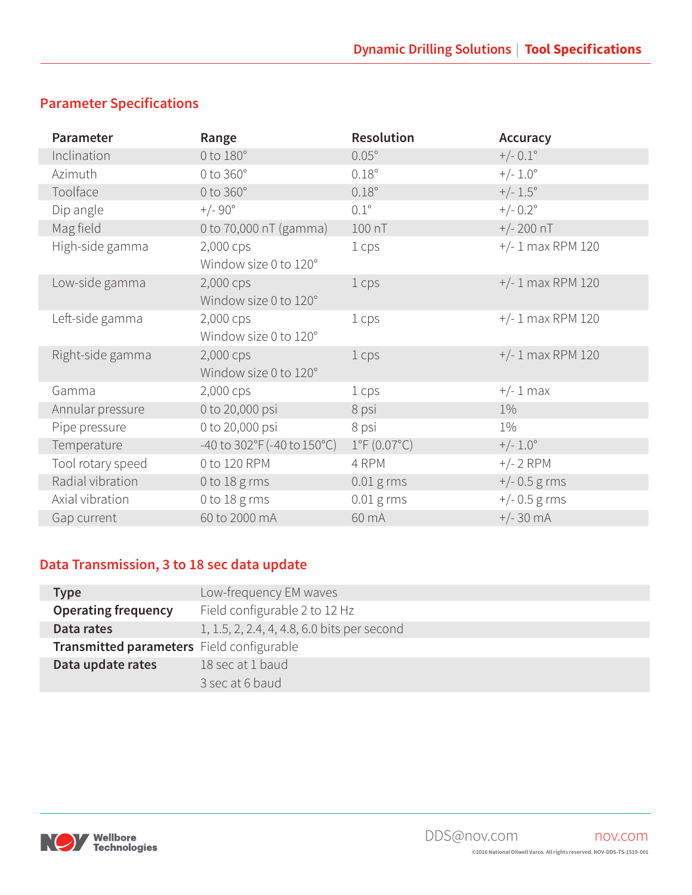## Parameter Specifications

| Parameter | Range | Resolution | Accuracy |
|---|---|---|---|
| Inclination | 0 to 180° | 0.05° | +/- 0.1° |
| Azimuth | 0 to 360° | 0.18° | +/- 1.0° |
| Toolface | 0 to 360° | 0.18° | +/- 1.5° |
| Dip angle | +/- 90° | 0.1° | +/- 0.2° |
| Mag field | 0 to 70,000 nT (gamma) | 100 nT | +/- 200 nT |
| High-side gamma | 2,000 cps<br>Window size 0 to 120° | 1 cps | +/- 1 max RPM 120 |
| Low-side gamma | 2,000 cps<br>Window size 0 to 120° | 1 cps | +/- 1 max RPM 120 |
| Left-side gamma | 2,000 cps<br>Window size 0 to 120° | 1 cps | +/- 1 max RPM 120 |
| Right-side gamma | 2,000 cps<br>Window size 0 to 120° | 1 cps | +/- 1 max RPM 120 |
| Gamma | 2,000 cps | 1 cps | +/- 1 max |
| Annular pressure | 0 to 20,000 psi | 8 psi | 1% |
| Pipe pressure | 0 to 20,000 psi | 8 psi | 1% |
| Temperature | -40 to 302°F (-40 to 150°C) | 1°F (0.07°C) | +/- 1.0° |
| Tool rotary speed | 0 to 120 RPM | 4 RPM | +/- 2 RPM |
| Radial vibration | 0 to 18 g rms | 0.01 g rms | +/- 0.5 g rms |
| Axial vibration | 0 to 18 g rms | 0.01 g rms | +/- 0.5 g rms |
| Gap current | 60 to 2000 mA | 60 mA | +/- 30 mA |

## Data Transmission, 3 to 18 sec data update

| | |
|---|---|
| **Type** | Low-frequency EM waves |
| **Operating frequency** | Field configurable 2 to 12 Hz |
| **Data rates** | 1, 1.5, 2, 2.4, 4, 4.8, 6.0 bits per second |
| **Transmitted parameters** | Field configurable |
| **Data update rates** | 18 sec at 1 baud<br>3 sec at 6 baud |

DDS@nov.com

nov.com

©2016 National Oilwell Varco. All rights reserved. NOV-DDS-TS-1519-001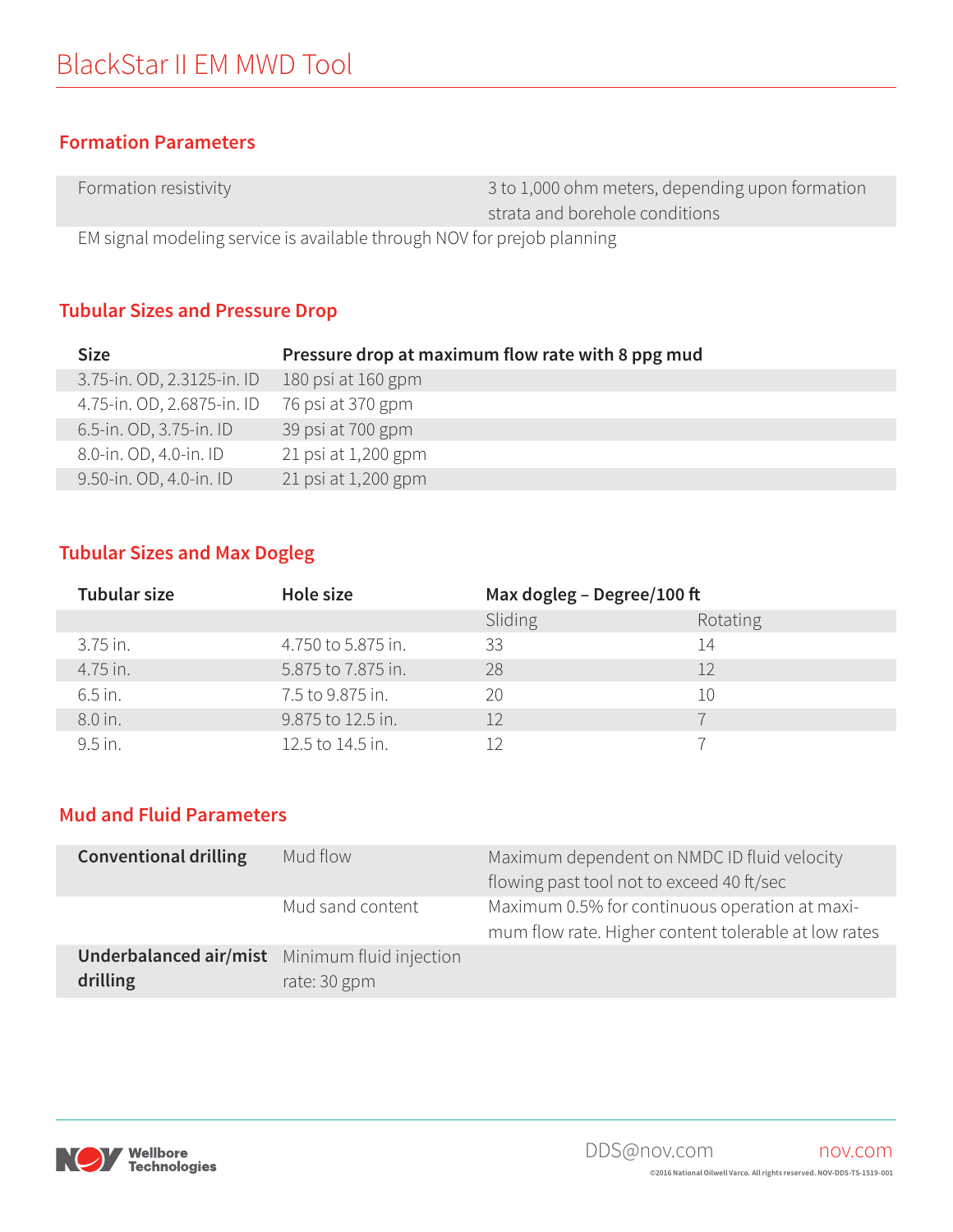# BlackStar II EM MWD Tool

## Formation Parameters

| | |
|---|---|
| Formation resistivity | 3 to 1,000 ohm meters, depending upon formation strata and borehole conditions |

EM signal modeling service is available through NOV for prejob planning

## Tubular Sizes and Pressure Drop

| Size | Pressure drop at maximum flow rate with 8 ppg mud |
|---|---|
| 3.75-in. OD, 2.3125-in. ID | 180 psi at 160 gpm |
| 4.75-in. OD, 2.6875-in. ID | 76 psi at 370 gpm |
| 6.5-in. OD, 3.75-in. ID | 39 psi at 700 gpm |
| 8.0-in. OD, 4.0-in. ID | 21 psi at 1,200 gpm |
| 9.50-in. OD, 4.0-in. ID | 21 psi at 1,200 gpm |

## Tubular Sizes and Max Dogleg

| Tubular size | Hole size | Max dogleg – Degree/100 ft | |
|---|---|---|---|
| | | Sliding | Rotating |
| 3.75 in. | 4.750 to 5.875 in. | 33 | 14 |
| 4.75 in. | 5.875 to 7.875 in. | 28 | 12 |
| 6.5 in. | 7.5 to 9.875 in. | 20 | 10 |
| 8.0 in. | 9.875 to 12.5 in. | 12 | 7 |
| 9.5 in. | 12.5 to 14.5 in. | 12 | 7 |

## Mud and Fluid Parameters

| | | |
|---|---|---|
| **Conventional drilling** | Mud flow | Maximum dependent on NMDC ID fluid velocity flowing past tool not to exceed 40 ft/sec |
| | Mud sand content | Maximum 0.5% for continuous operation at maximum flow rate. Higher content tolerable at low rates |
| **Underbalanced air/mist drilling** | Minimum fluid injection rate: 30 gpm | |

NOV Wellbore Technologies

DDS@nov.com nov.com

©2016 National Oilwell Varco. All rights reserved. NOV-DDS-TS-1519-001